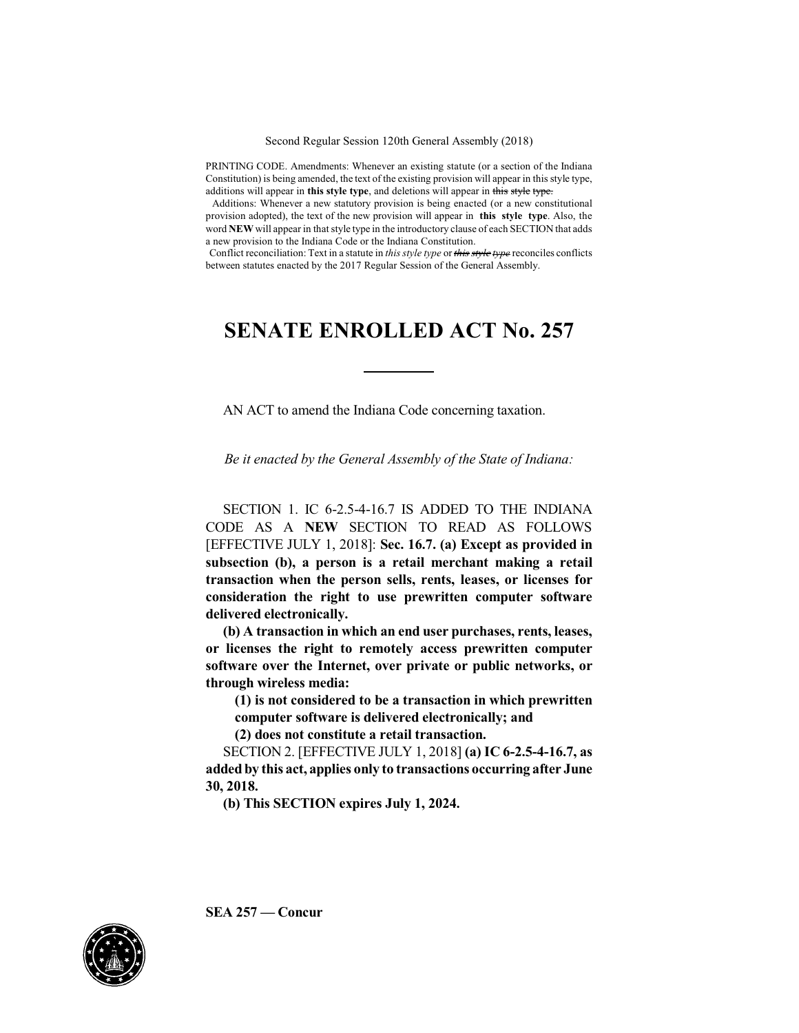Second Regular Session 120th General Assembly (2018)

PRINTING CODE. Amendments: Whenever an existing statute (or a section of the Indiana Constitution) is being amended, the text of the existing provision will appear in this style type, additions will appear in **this style type**, and deletions will appear in ~~this style type.~~

Additions: Whenever a new statutory provision is being enacted (or a new constitutional provision adopted), the text of the new provision will appear in **this style type**. Also, the word **NEW** will appear in that style type in the introductory clause of each SECTION that adds a new provision to the Indiana Code or the Indiana Constitution.

Conflict reconciliation: Text in a statute in *this style type* or ~~*this style type*~~ reconciles conflicts between statutes enacted by the 2017 Regular Session of the General Assembly.

# SENATE ENROLLED ACT No. 257

AN ACT to amend the Indiana Code concerning taxation.

*Be it enacted by the General Assembly of the State of Indiana:*

SECTION 1. IC 6-2.5-4-16.7 IS ADDED TO THE INDIANA CODE AS A **NEW** SECTION TO READ AS FOLLOWS [EFFECTIVE JULY 1, 2018]: **Sec. 16.7. (a) Except as provided in subsection (b), a person is a retail merchant making a retail transaction when the person sells, rents, leases, or licenses for consideration the right to use prewritten computer software delivered electronically.**

**(b) A transaction in which an end user purchases, rents, leases, or licenses the right to remotely access prewritten computer software over the Internet, over private or public networks, or through wireless media:**

**(1) is not considered to be a transaction in which prewritten computer software is delivered electronically; and**

**(2) does not constitute a retail transaction.**

SECTION 2. [EFFECTIVE JULY 1, 2018] **(a) IC 6-2.5-4-16.7, as added by this act, applies only to transactions occurring after June 30, 2018.**

**(b) This SECTION expires July 1, 2024.**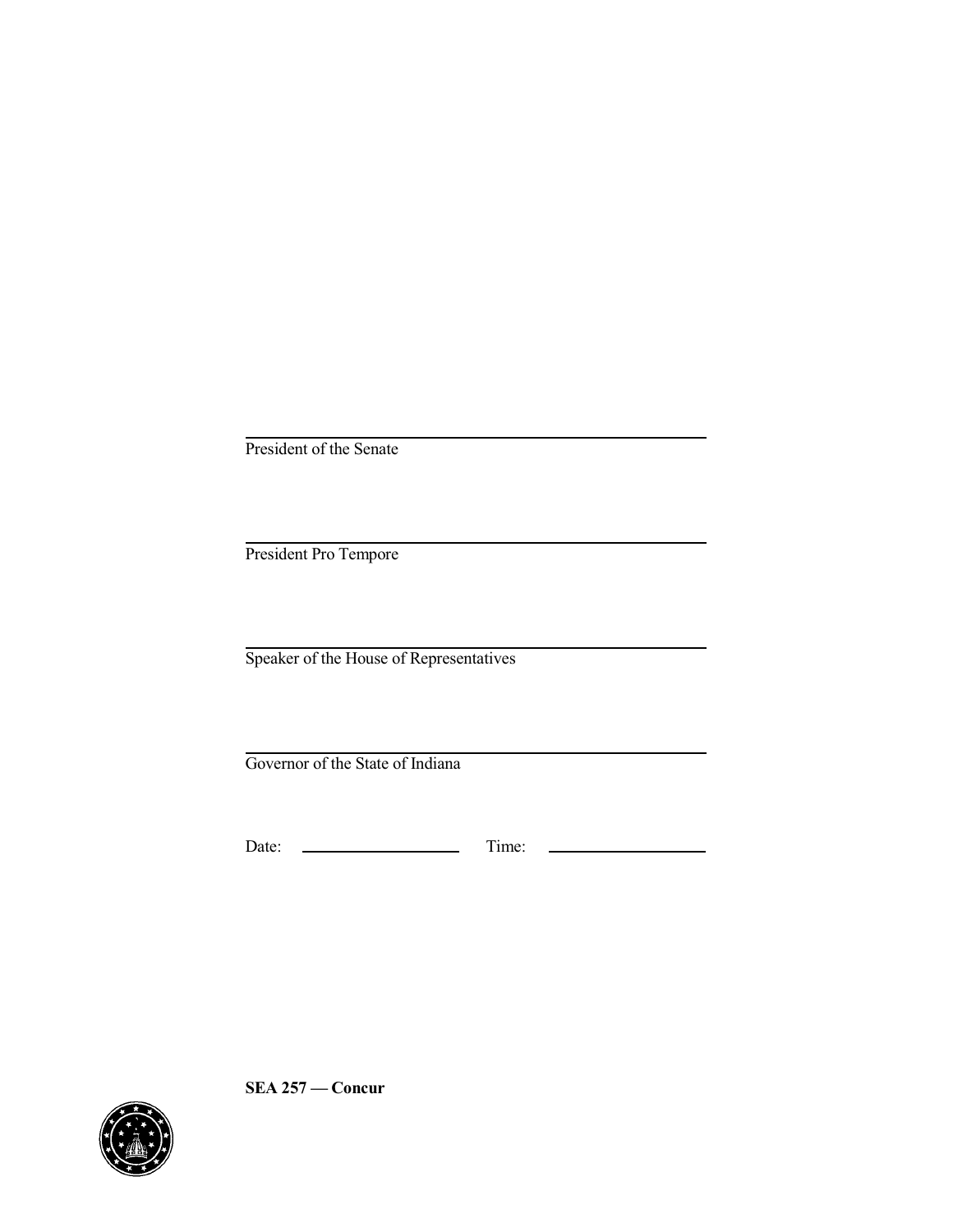\_\_\_\_\_\_\_\_\_\_\_\_\_\_\_\_\_\_\_\_\_\_\_\_\_\_\_\_\_\_\_\_\_\_\_\_\_\_\_\_

President of the Senate

\_\_\_\_\_\_\_\_\_\_\_\_\_\_\_\_\_\_\_\_\_\_\_\_\_\_\_\_\_\_\_\_\_\_\_\_\_\_\_\_

President Pro Tempore

\_\_\_\_\_\_\_\_\_\_\_\_\_\_\_\_\_\_\_\_\_\_\_\_\_\_\_\_\_\_\_\_\_\_\_\_\_\_\_\_

Speaker of the House of Representatives

\_\_\_\_\_\_\_\_\_\_\_\_\_\_\_\_\_\_\_\_\_\_\_\_\_\_\_\_\_\_\_\_\_\_\_\_\_\_\_\_

Governor of the State of Indiana

Date: \_\_\_\_\_\_\_\_\_\_\_\_\_\_\_\_\_\_\_\_ Time: \_\_\_\_\_\_\_\_\_\_\_\_\_\_\_\_\_\_\_\_

**SEA 257 — Concur**